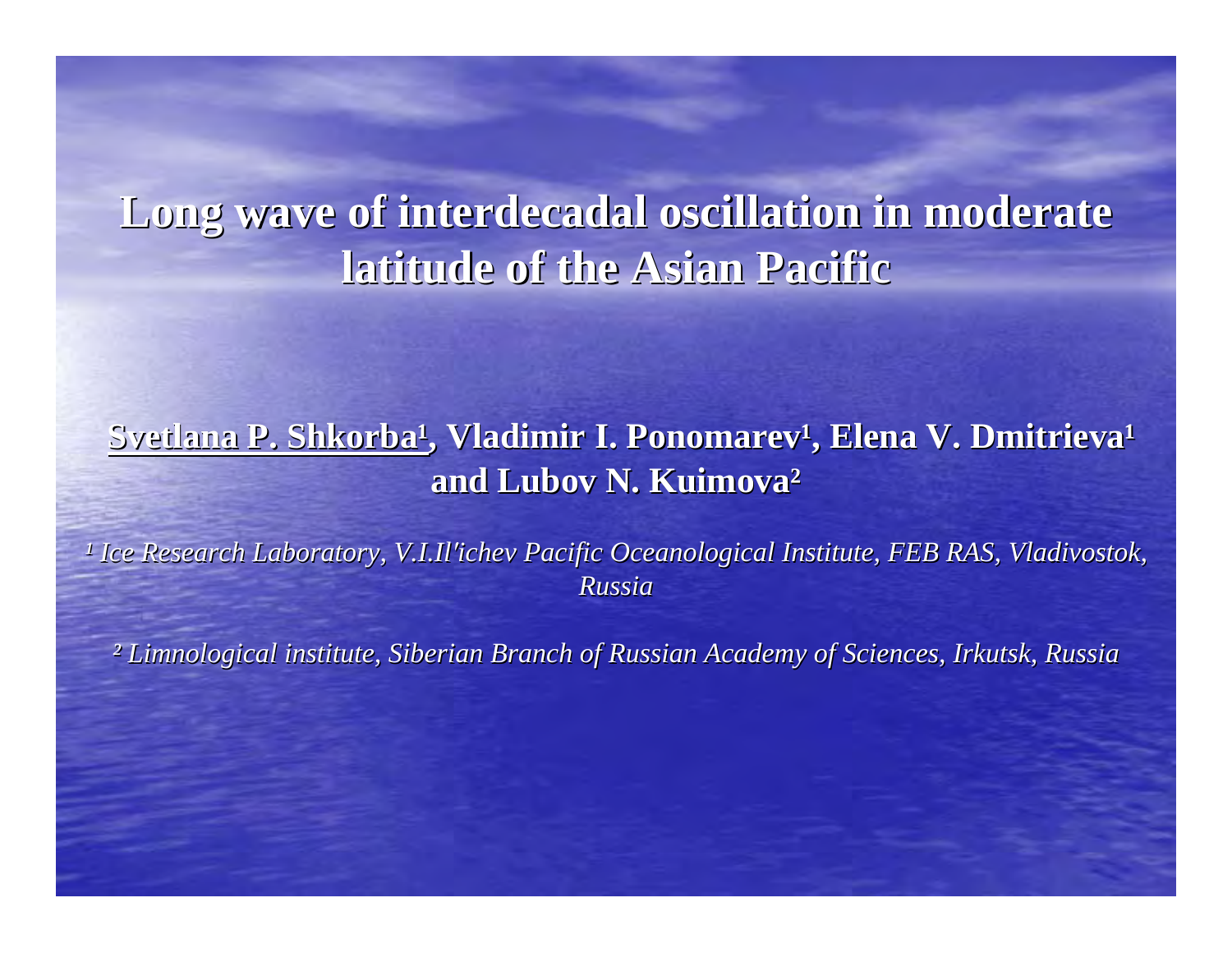# Long wave of interdecadal oscillation in moderate latitude of the Asian Pacific

**Svetlana P. Shkorba[1], Vladimir I. Ponomarev[1], Elena V. Dmitrieva[1] and Lubov N. Kuimova[2]**

*[1] Ice Research Laboratory, V.I.Il'ichev Pacific Oceanological Institute, FEB RAS, Vladivostok, Russia*

*[2] Limnological institute, Siberian Branch of Russian Academy of Sciences, Irkutsk, Russia*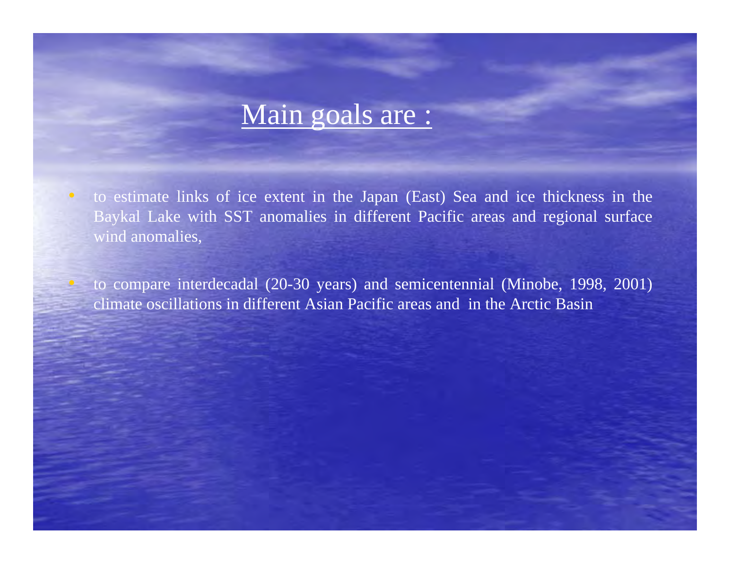# Main goals are :

- to estimate links of ice extent in the Japan (East) Sea and ice thickness in the Baykal Lake with SST anomalies in different Pacific areas and regional surface wind anomalies,

- to compare interdecadal (20-30 years) and semicentennial (Minobe, 1998, 2001) climate oscillations in different Asian Pacific areas and in the Arctic Basin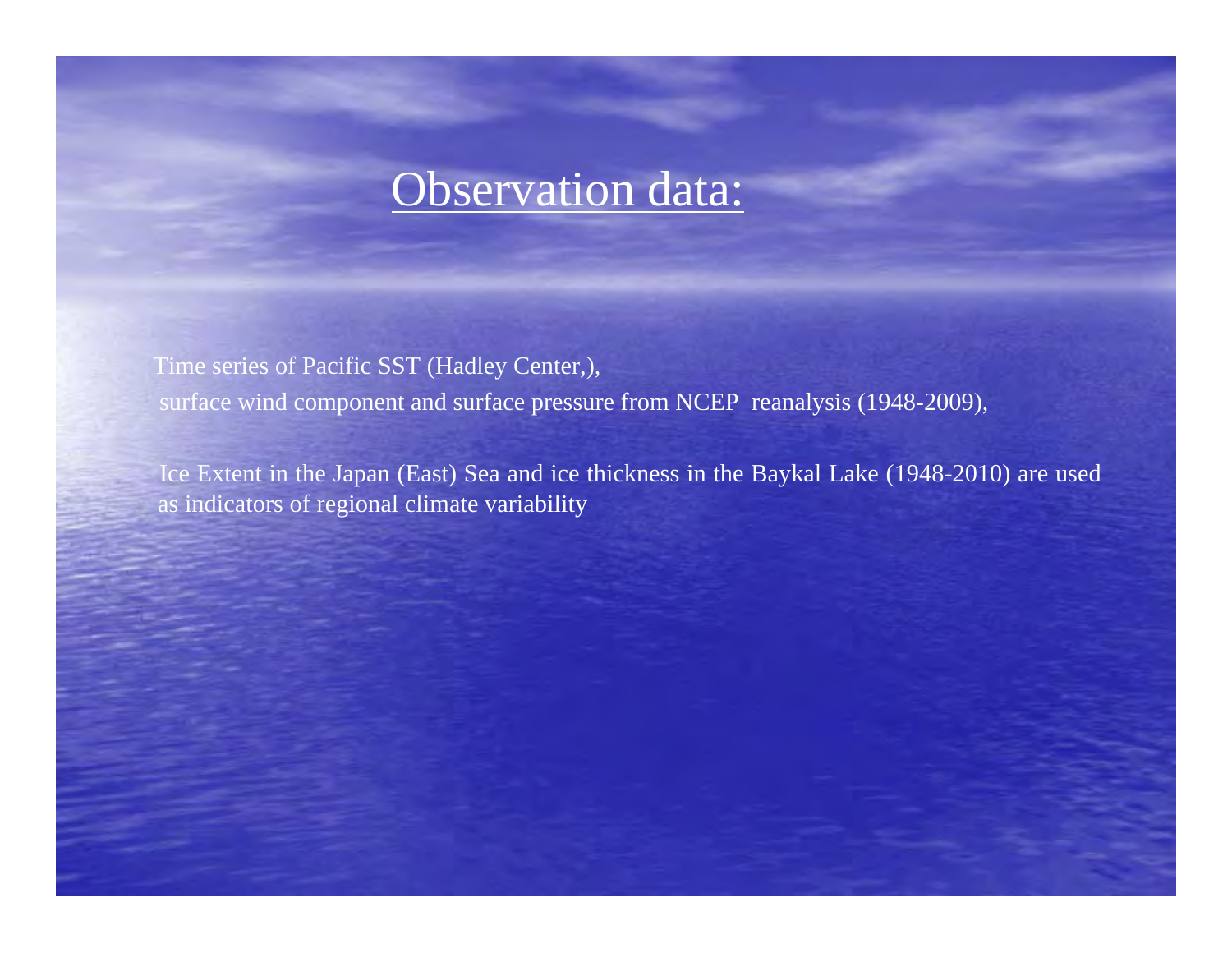# Observation data:

Time series of Pacific SST (Hadley Center,),
surface wind component and surface pressure from NCEP reanalysis (1948-2009),

Ice Extent in the Japan (East) Sea and ice thickness in the Baykal Lake (1948-2010) are used as indicators of regional climate variability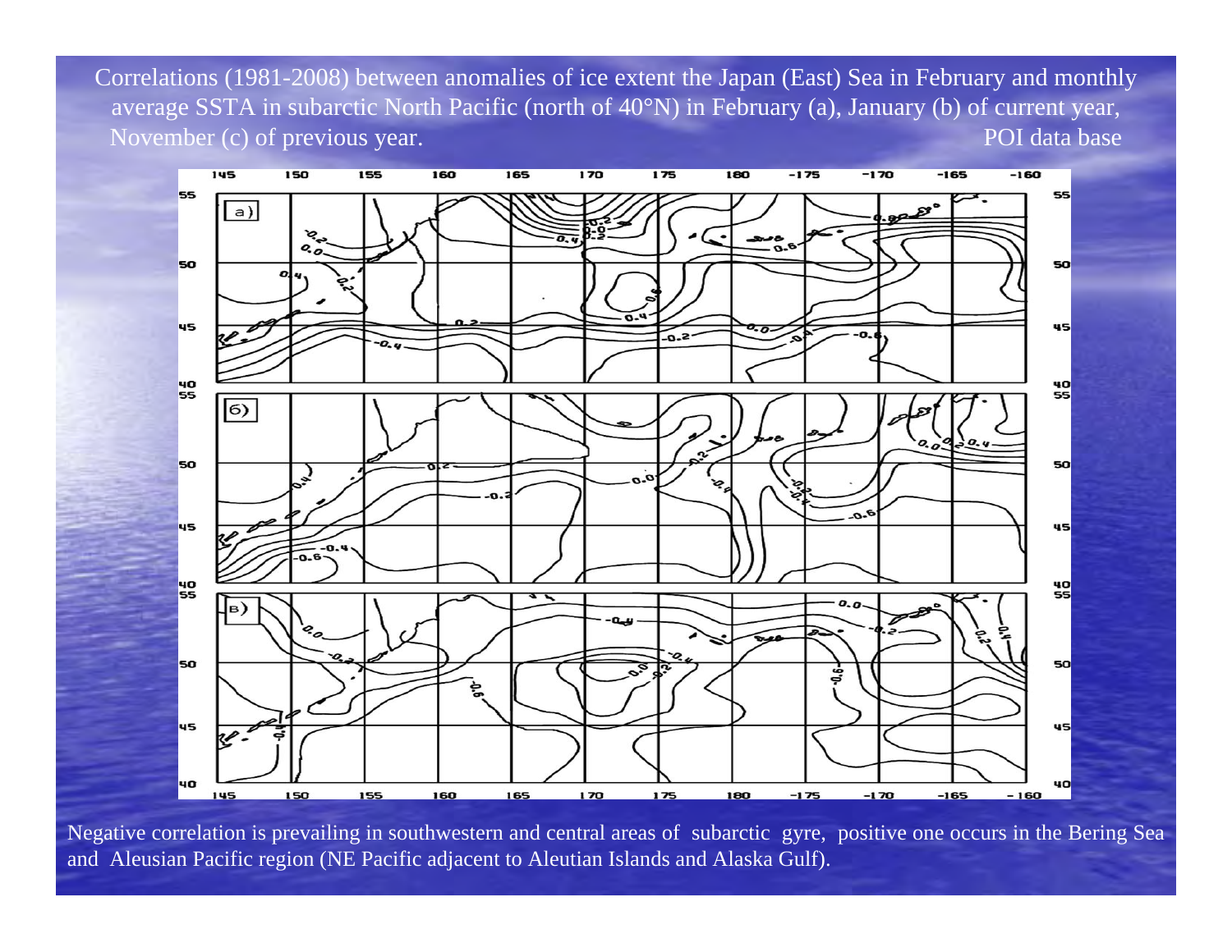Correlations (1981-2008) between anomalies of ice extent the Japan (East) Sea in February and monthly average SSTA in subarctic North Pacific (north of 40°N) in February (a), January (b) of current year, November (c) of previous year. POI data base

Negative correlation is prevailing in southwestern and central areas of subarctic gyre, positive one occurs in the Bering Sea and Aleusian Pacific region (NE Pacific adjacent to Aleutian Islands and Alaska Gulf).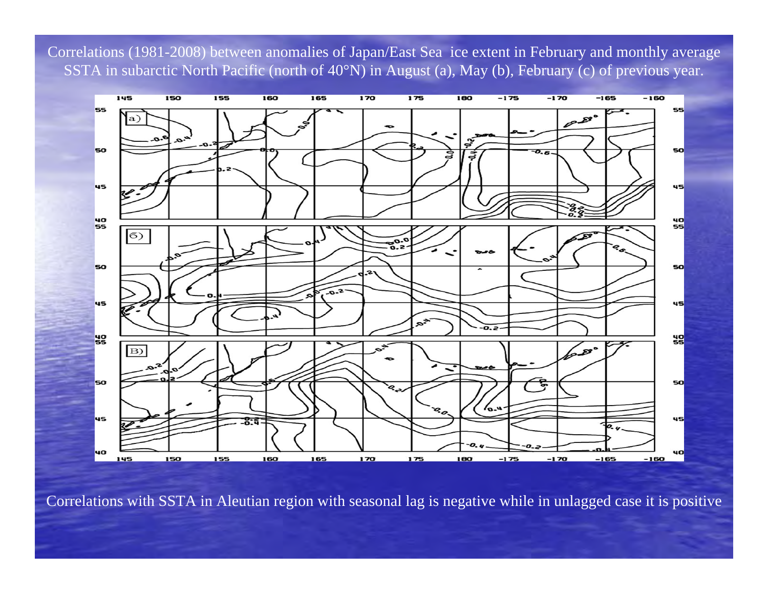Correlations (1981-2008) between anomalies of Japan/East Sea ice extent in February and monthly average SSTA in subarctic North Pacific (north of 40°N) in August (a), May (b), February (c) of previous year.

Correlations with SSTA in Aleutian region with seasonal lag is negative while in unlagged case it is positive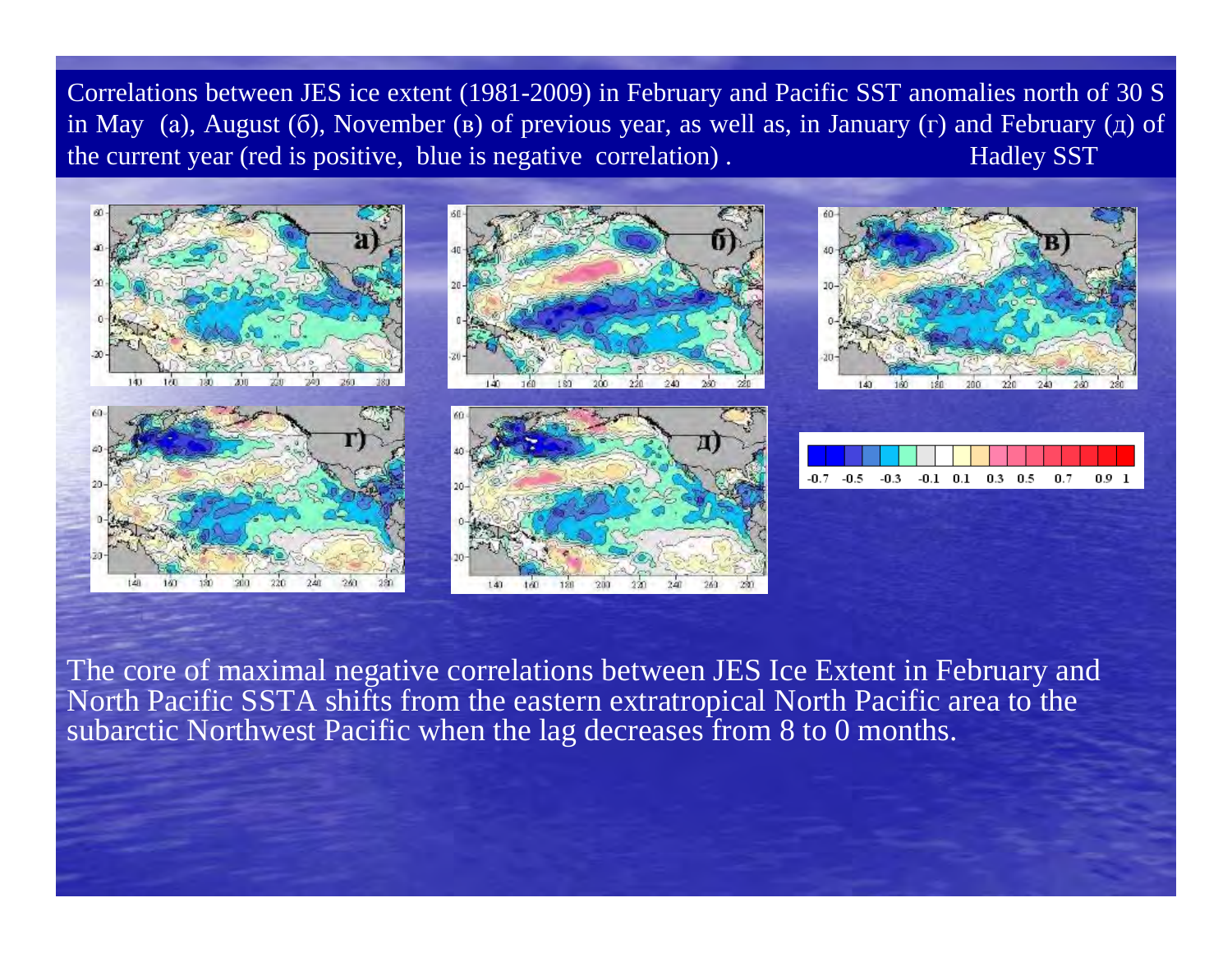Correlations between JES ice extent (1981-2009) in February and Pacific SST anomalies north of 30 S in May (а), August (б), November (в) of previous year, as well as, in January (г) and February (д) of the current year (red is positive, blue is negative correlation) . Hadley SST

The core of maximal negative correlations between JES Ice Extent in February and North Pacific SSTA shifts from the eastern extratropical North Pacific area to the subarctic Northwest Pacific when the lag decreases from 8 to 0 months.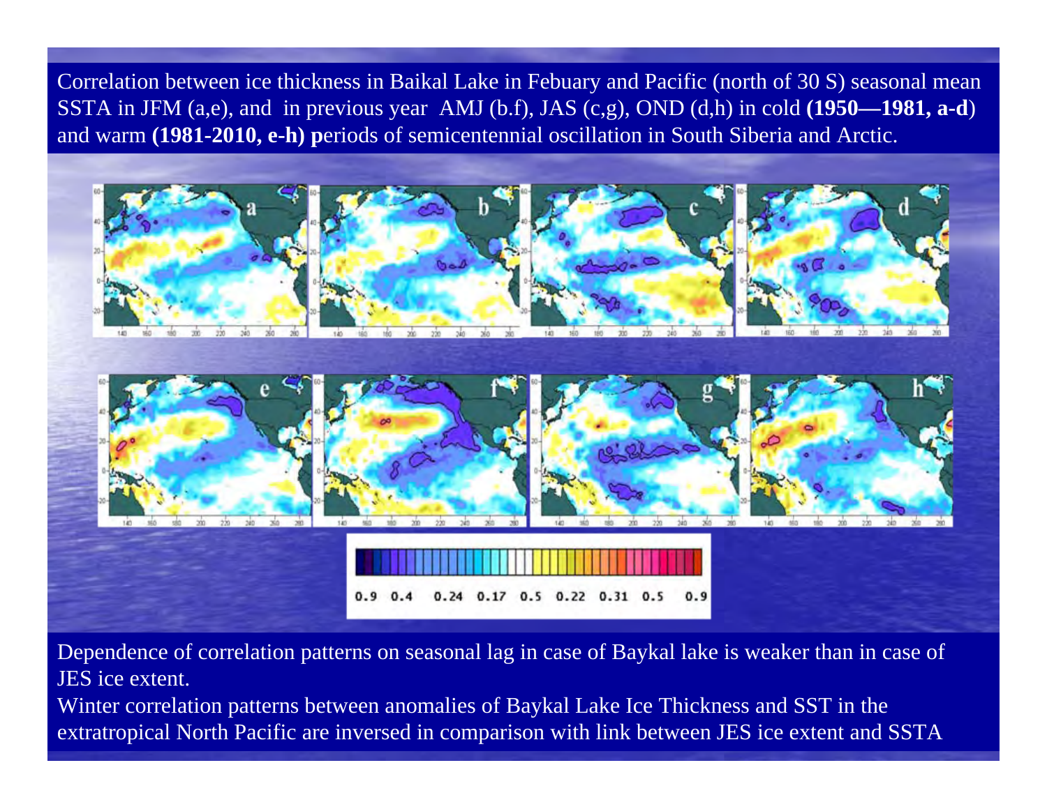Correlation between ice thickness in Baikal Lake in Febuary and Pacific (north of 30 S) seasonal mean SSTA in JFM (a,e), and in previous year AMJ (b.f), JAS (c,g), OND (d,h) in cold **(1950—1981, a-d**) and warm **(1981-2010, e-h) p**eriods of semicentennial oscillation in South Siberia and Arctic.

Dependence of correlation patterns on seasonal lag in case of Baykal lake is weaker than in case of JES ice extent.

Winter correlation patterns between anomalies of Baykal Lake Ice Thickness and SST in the extratropical North Pacific are inversed in comparison with link between JES ice extent and SSTA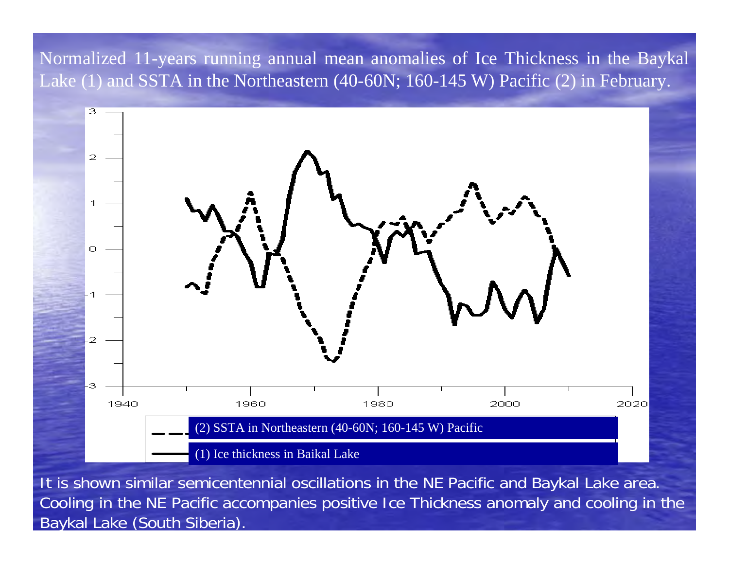Normalized 11-years running annual mean anomalies of Ice Thickness in the Baykal Lake (1) and SSTA in the Northeastern (40-60N; 160-145 W) Pacific (2) in February.

(2) SSTA in Northeastern (40-60N; 160-145 W) Pacific

(1) Ice thickness in Baikal Lake

It is shown similar semicentennial oscillations in the NE Pacific and Baykal Lake area. Cooling in the NE Pacific accompanies positive Ice Thickness anomaly and cooling in the Baykal Lake (South Siberia).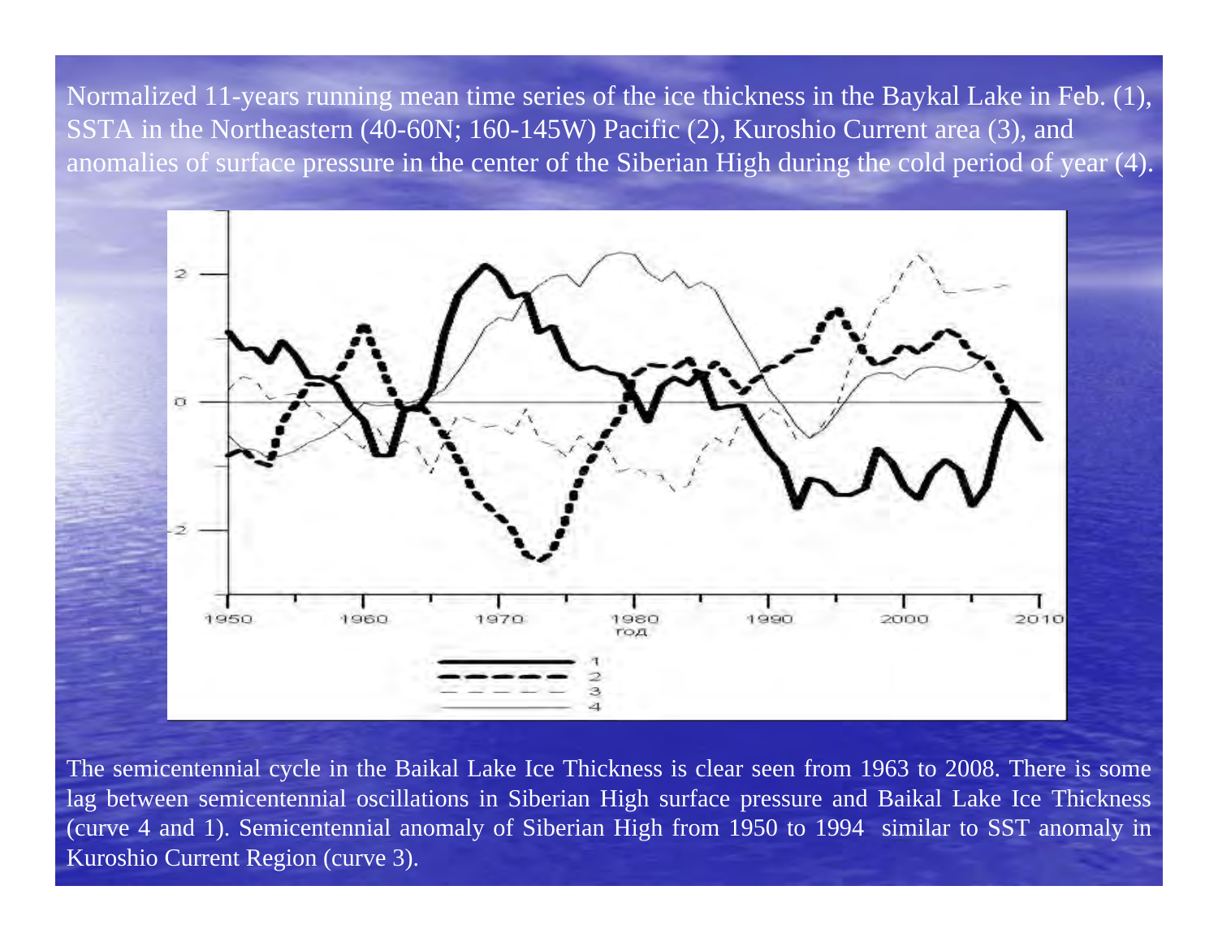Normalized 11-years running mean time series of the ice thickness in the Baykal Lake in Feb. (1), SSTA in the Northeastern (40-60N; 160-145W) Pacific (2), Kuroshio Current area (3), and anomalies of surface pressure in the center of the Siberian High during the cold period of year (4).

The semicentennial cycle in the Baikal Lake Ice Thickness is clear seen from 1963 to 2008. There is some lag between semicentennial oscillations in Siberian High surface pressure and Baikal Lake Ice Thickness (curve 4 and 1). Semicentennial anomaly of Siberian High from 1950 to 1994 similar to SST anomaly in Kuroshio Current Region (curve 3).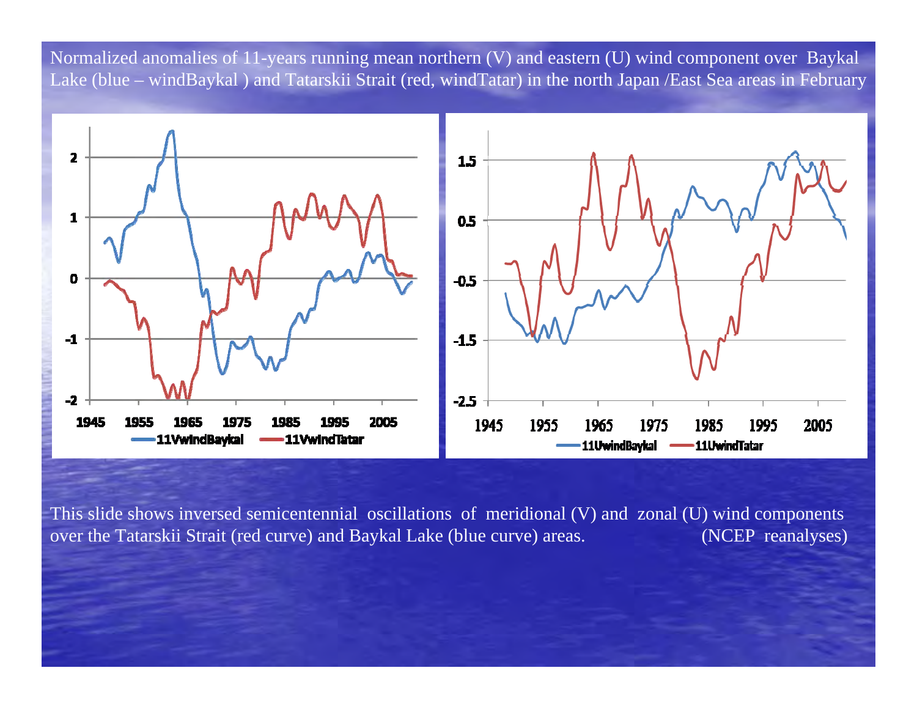Normalized anomalies of 11-years running mean northern (V) and eastern (U) wind component over Baykal Lake (blue – windBaykal ) and Tatarskii Strait (red, windTatar) in the north Japan /East Sea areas in February

This slide shows inversed semicentennial oscillations of meridional (V) and zonal (U) wind components over the Tatarskii Strait (red curve) and Baykal Lake (blue curve) areas. (NCEP reanalyses)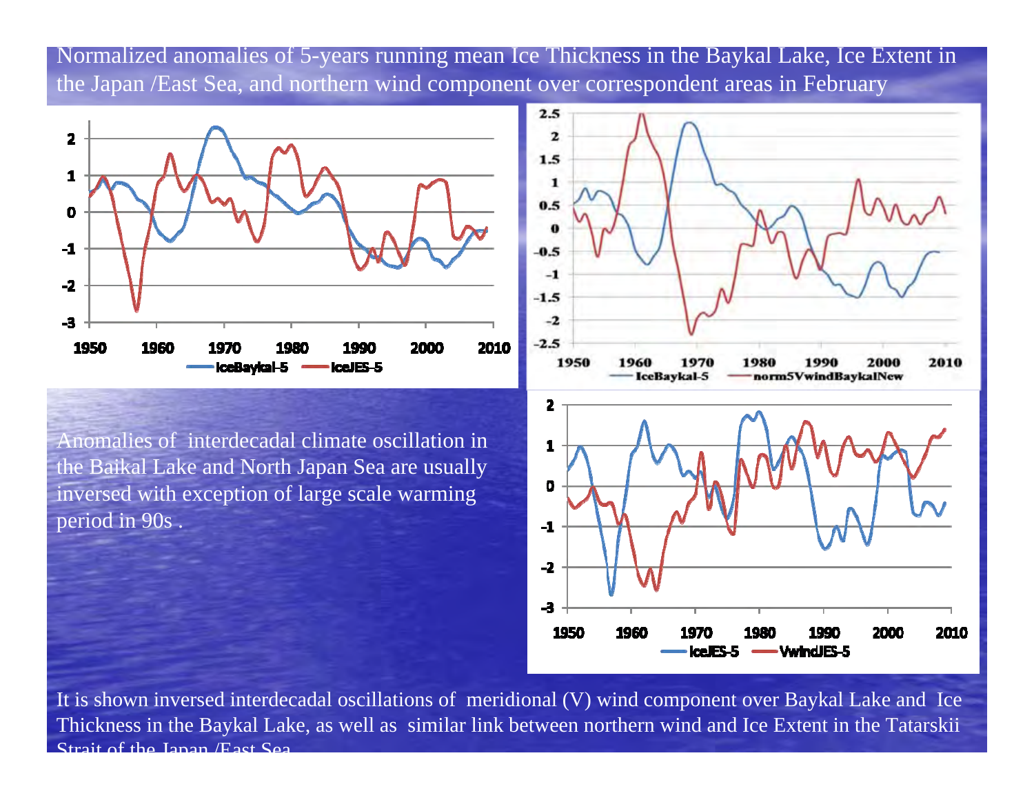Normalized anomalies of 5-years running mean Ice Thickness in the Baykal Lake, Ice Extent in the Japan /East Sea, and northern wind component over correspondent areas in February

Anomalies of interdecadal climate oscillation in the Baikal Lake and North Japan Sea are usually inversed with exception of large scale warming period in 90s .

It is shown inversed interdecadal oscillations of meridional (V) wind component over Baykal Lake and Ice Thickness in the Baykal Lake, as well as similar link between northern wind and Ice Extent in the Tatarskii Strait of the Japan /East Sea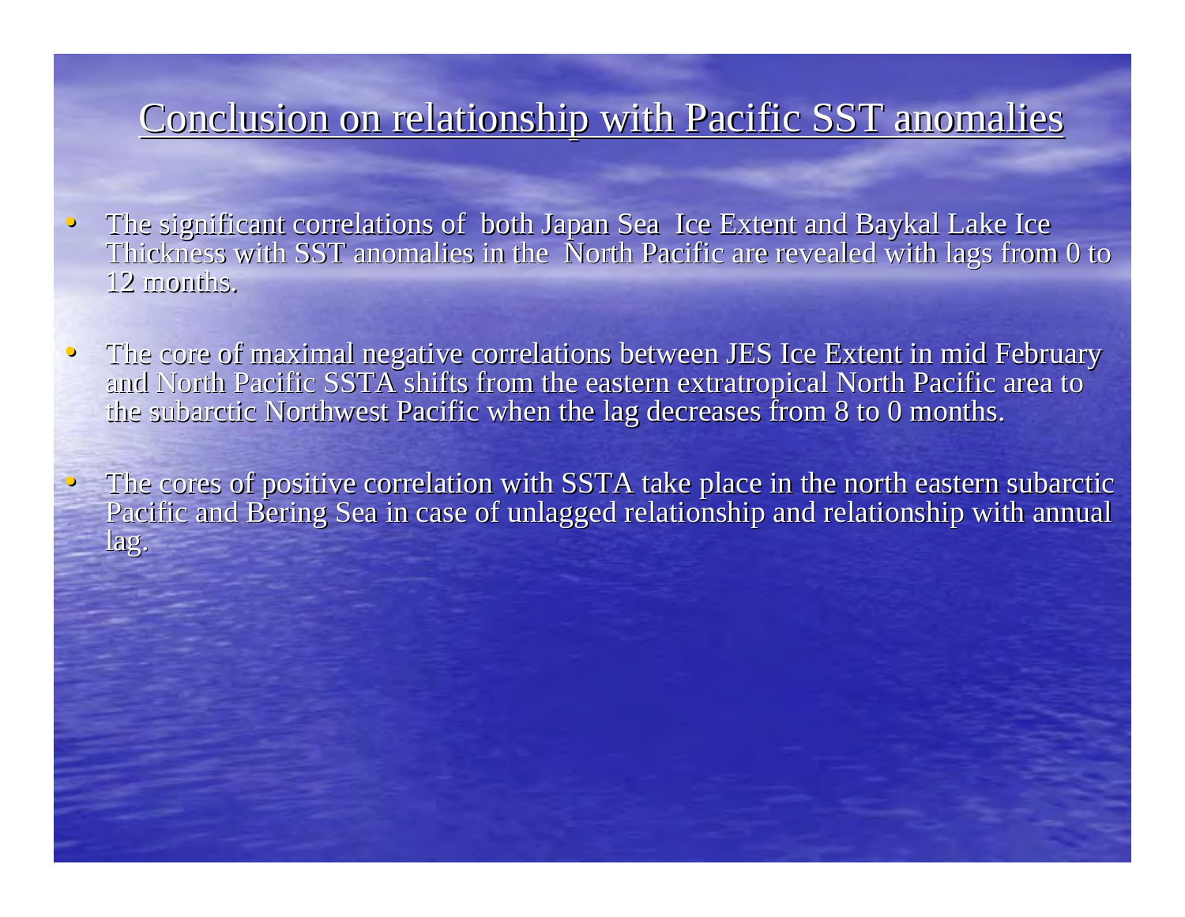# Conclusion on relationship with Pacific SST anomalies

- The significant correlations of both Japan Sea Ice Extent and Baykal Lake Ice Thickness with SST anomalies in the North Pacific are revealed with lags from 0 to 12 months.
- The core of maximal negative correlations between JES Ice Extent in mid February and North Pacific SSTA shifts from the eastern extratropical North Pacific area to the subarctic Northwest Pacific when the lag decreases from 8 to 0 months.
- The cores of positive correlation with SSTA take place in the north eastern subarctic Pacific and Bering Sea in case of unlagged relationship and relationship with annual lag.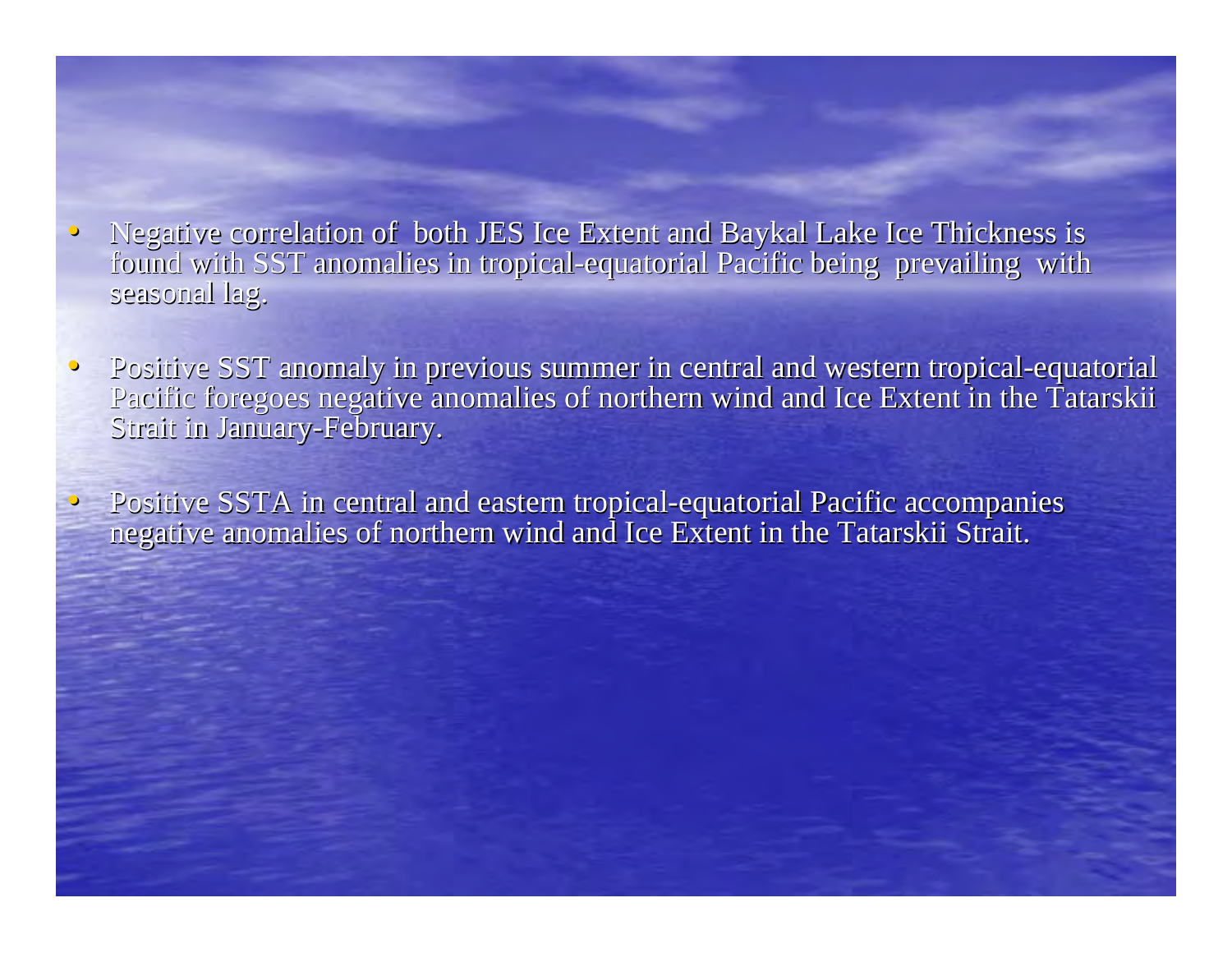- Negative correlation of both JES Ice Extent and Baykal Lake Ice Thickness is found with SST anomalies in tropical-equatorial Pacific being prevailing with seasonal lag.

- Positive SST anomaly in previous summer in central and western tropical-equatorial Pacific foregoes negative anomalies of northern wind and Ice Extent in the Tatarskii Strait in January-February.

- Positive SSTA in central and eastern tropical-equatorial Pacific accompanies negative anomalies of northern wind and Ice Extent in the Tatarskii Strait.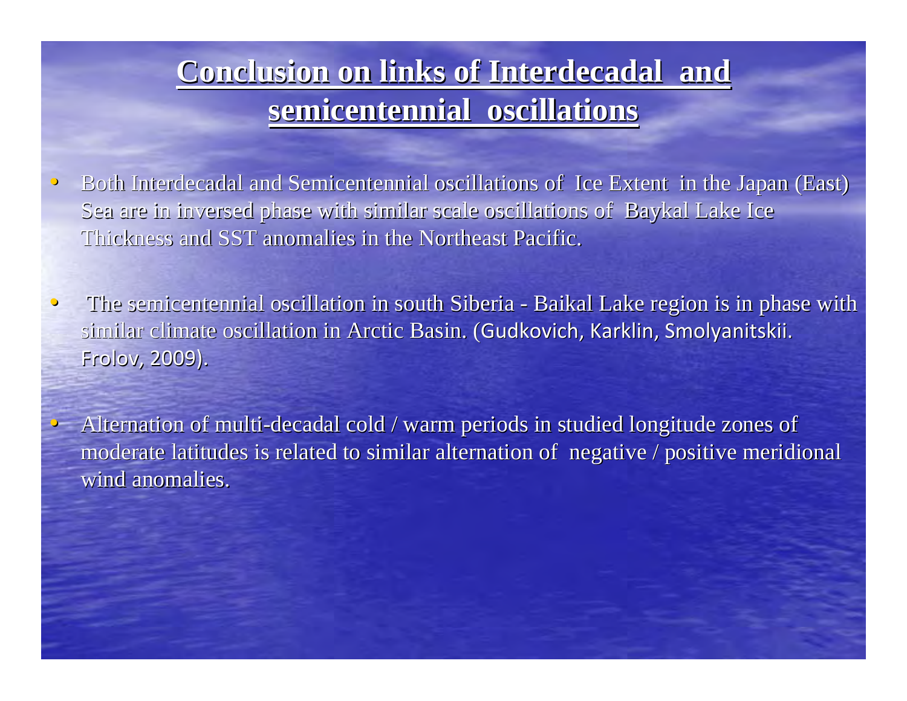# Conclusion on links of Interdecadal and semicentennial oscillations

- Both Interdecadal and Semicentennial oscillations of Ice Extent in the Japan (East) Sea are in inversed phase with similar scale oscillations of Baykal Lake Ice Thickness and SST anomalies in the Northeast Pacific.
- The semicentennial oscillation in south Siberia - Baikal Lake region is in phase with similar climate oscillation in Arctic Basin. (Gudkovich, Karklin, Smolyanitskii. Frolov, 2009).
- Alternation of multi-decadal cold / warm periods in studied longitude zones of moderate latitudes is related to similar alternation of negative / positive meridional wind anomalies.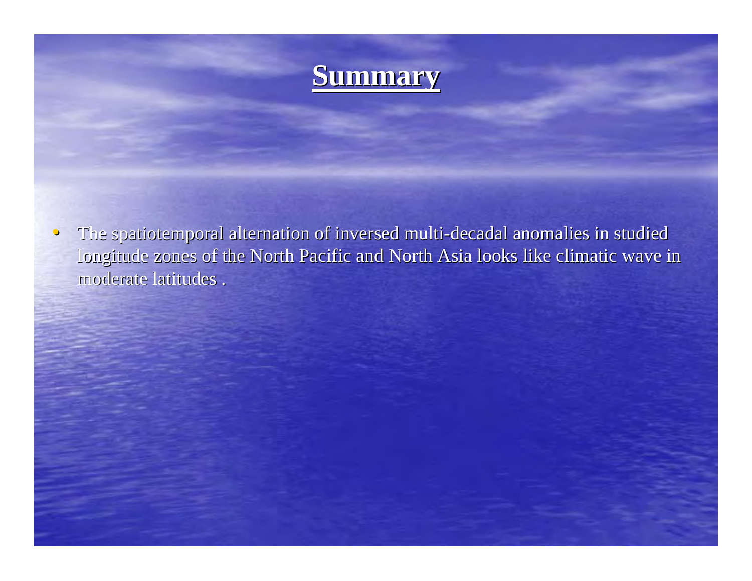# Summary

- The spatiotemporal alternation of inversed multi-decadal anomalies in studied longitude zones of the North Pacific and North Asia looks like climatic wave in moderate latitudes .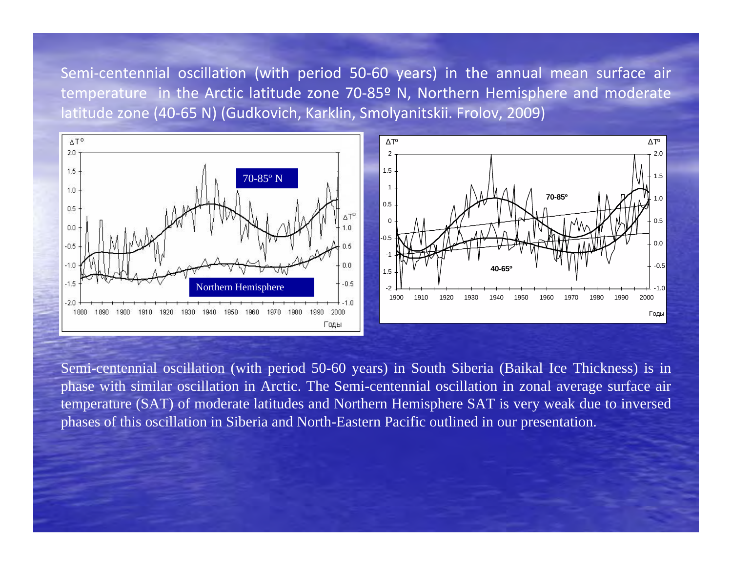Semi-centennial oscillation (with period 50-60 years) in the annual mean surface air temperature in the Arctic latitude zone 70-85º N, Northern Hemisphere and moderate latitude zone (40-65 N) (Gudkovich, Karklin, Smolyanitskii. Frolov, 2009)

ΔT°

2.0
1.5
1.0
0.5
0.0
-0.5
-1.0
-1.5
-2.0

70-85° N

ΔT°
1.0
0.5
0.0
-0.5
-1.0

Northern Hemisphere

1880 1890 1900 1910 1920 1930 1940 1950 1960 1970 1980 1990 2000

Годы

ΔT°

2
1.5
1
0.5
0
-0.5
-1
-1.5
-2

70-85°

40-65°

ΔT°
2.0
1.5
1.0
0.5
0.0
-0.5
-1.0

1900 1910 1920 1930 1940 1950 1960 1970 1980 1990 2000

Годы

Semi-centennial oscillation (with period 50-60 years) in South Siberia (Baikal Ice Thickness) is in phase with similar oscillation in Arctic. The Semi-centennial oscillation in zonal average surface air temperature (SAT) of moderate latitudes and Northern Hemisphere SAT is very weak due to inversed phases of this oscillation in Siberia and North-Eastern Pacific outlined in our presentation.